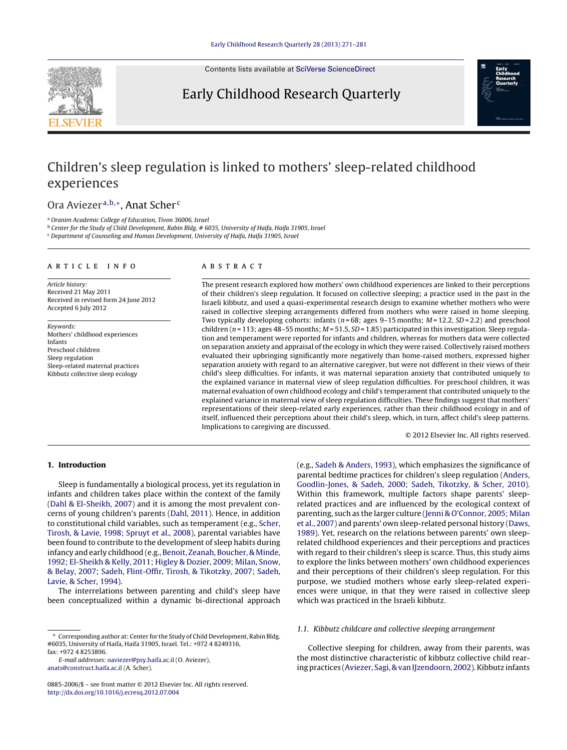# Children's sleep regulation is linked to mothers' sleep-related childhood experiences

Ora Aviezer[a,b,*], Anat Scher[c]

[a] Oranim Academic College of Education, Tivon 36006, Israel
[b] Center for the Study of Child Development, Rabin Bldg. # 6035, University of Haifa, Haifa 31905, Israel
[c] Department of Counseling and Human Development, University of Haifa, Haifa 31905, Israel

## ARTICLE INFO

*Article history:*
Received 21 May 2011
Received in revised form 24 June 2012
Accepted 6 July 2012

*Keywords:*
Mothers' childhood experiences
Infants
Preschool children
Sleep regulation
Sleep-related maternal practices
Kibbutz collective sleep ecology

## ABSTRACT

The present research explored how mothers' own childhood experiences are linked to their perceptions of their children's sleep regulation. It focused on collective sleeping; a practice used in the past in the Israeli kibbutz, and used a quasi-experimental research design to examine whether mothers who were raised in collective sleeping arrangements differed from mothers who were raised in home sleeping. Two typically developing cohorts: infants ($n = 68$; ages 9–15 months; $M = 12.2$, $SD = 2.2$) and preschool children ($n = 113$; ages 48–55 months; $M = 51.5$, $SD = 1.85$) participated in this investigation. Sleep regulation and temperament were reported for infants and children, whereas for mothers data were collected on separation anxiety and appraisal of the ecology in which they were raised. Collectively raised mothers evaluated their upbringing significantly more negatively than home-raised mothers, expressed higher separation anxiety with regard to an alternative caregiver, but were not different in their views of their child's sleep difficulties. For infants, it was maternal separation anxiety that contributed uniquely to the explained variance in maternal view of sleep regulation difficulties. For preschool children, it was maternal evaluation of own childhood ecology and child's temperament that contributed uniquely to the explained variance in maternal view of sleep regulation difficulties. These findings suggest that mothers' representations of their sleep-related early experiences, rather than their childhood ecology in and of itself, influenced their perceptions about their child's sleep, which, in turn, affect child's sleep patterns. Implications to caregiving are discussed.

© 2012 Elsevier Inc. All rights reserved.

## 1. Introduction

Sleep is fundamentally a biological process, yet its regulation in infants and children takes place within the context of the family (Dahl & El-Sheikh, 2007) and it is among the most prevalent concerns of young children's parents (Dahl, 2011). Hence, in addition to constitutional child variables, such as temperament (e.g., Scher, Tirosh, & Lavie, 1998; Spruyt et al., 2008), parental variables have been found to contribute to the development of sleep habits during infancy and early childhood (e.g., Benoit, Zeanah, Boucher, & Minde, 1992; El-Sheikh & Kelly, 2011; Higley & Dozier, 2009; Milan, Snow, & Belay, 2007; Sadeh, Flint-Offir, Tirosh, & Tikotzky, 2007; Sadeh, Lavie, & Scher, 1994).

The interrelations between parenting and child's sleep have been conceptualized within a dynamic bi-directional approach (e.g., Sadeh & Anders, 1993), which emphasizes the significance of parental bedtime practices for children's sleep regulation (Anders, Goodlin-Jones, & Sadeh, 2000; Sadeh, Tikotzky, & Scher, 2010). Within this framework, multiple factors shape parents' sleep-related practices and are influenced by the ecological context of parenting, such as the larger culture (Jenni & O'Connor, 2005; Milan et al., 2007) and parents' own sleep-related personal history (Daws, 1989). Yet, research on the relations between parents' own sleep-related childhood experiences and their perceptions and practices with regard to their children's sleep is scarce. Thus, this study aims to explore the links between mothers' own childhood experiences and their perceptions of their children's sleep regulation. For this purpose, we studied mothers whose early sleep-related experiences were unique, in that they were raised in collective sleep which was practiced in the Israeli kibbutz.

### 1.1. Kibbutz childcare and collective sleeping arrangement

Collective sleeping for children, away from their parents, was the most distinctive characteristic of kibbutz collective child rearing practices (Aviezer, Sagi, & van IJzendoorn, 2002). Kibbutz infants

---

* Corresponding author at: Center for the Study of Child Development, Rabin Bldg. #6035, University of Haifa, Haifa 31905, Israel. Tel.: +972 4 8249316, fax: +972 4 8253896.
*E-mail addresses:* oaviezer@psy.haifa.ac.il (O. Aviezer), anats@construct.haifa.ac.il (A. Scher).

0885-2006/$ – see front matter © 2012 Elsevier Inc. All rights reserved.
http://dx.doi.org/10.1016/j.ecresq.2012.07.004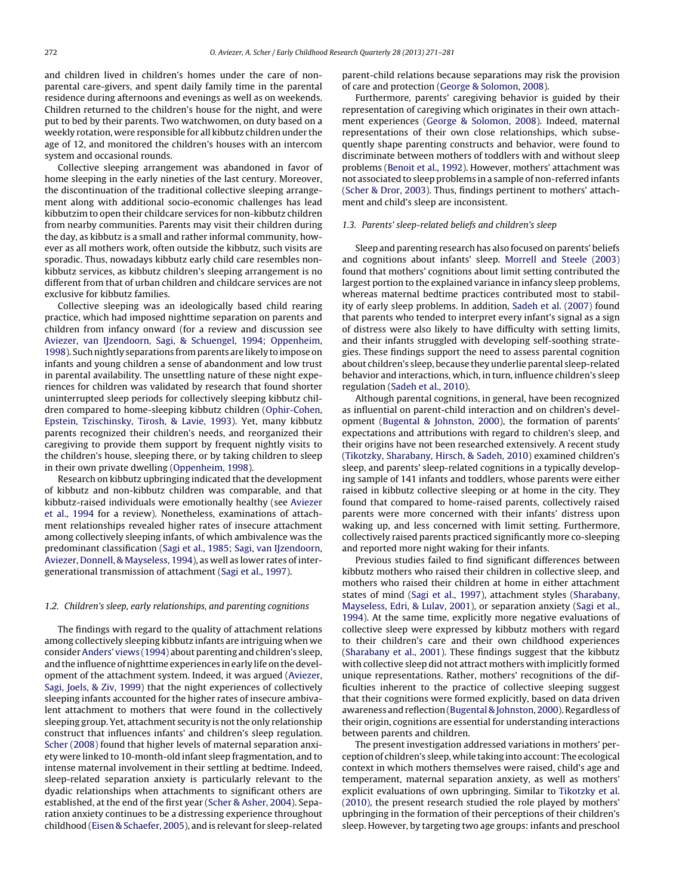and children lived in children's homes under the care of non-parental care-givers, and spent daily family time in the parental residence during afternoons and evenings as well as on weekends. Children returned to the children's house for the night, and were put to bed by their parents. Two watchwomen, on duty based on a weekly rotation, were responsible for all kibbutz children under the age of 12, and monitored the children's houses with an intercom system and occasional rounds.

Collective sleeping arrangement was abandoned in favor of home sleeping in the early nineties of the last century. Moreover, the discontinuation of the traditional collective sleeping arrangement along with additional socio-economic challenges has lead kibbutzim to open their childcare services for non-kibbutz children from nearby communities. Parents may visit their children during the day, as kibbutz is a small and rather informal community, however as all mothers work, often outside the kibbutz, such visits are sporadic. Thus, nowadays kibbutz early child care resembles non-kibbutz services, as kibbutz children's sleeping arrangement is no different from that of urban children and childcare services are not exclusive for kibbutz families.

Collective sleeping was an ideologically based child rearing practice, which had imposed nighttime separation on parents and children from infancy onward (for a review and discussion see Aviezer, van IJzendoorn, Sagi, & Schuengel, 1994; Oppenheim, 1998). Such nightly separations from parents are likely to impose on infants and young children a sense of abandonment and low trust in parental availability. The unsettling nature of these night experiences for children was validated by research that found shorter uninterrupted sleep periods for collectively sleeping kibbutz children compared to home-sleeping kibbutz children (Ophir-Cohen, Epstein, Tzischinsky, Tirosh, & Lavie, 1993). Yet, many kibbutz parents recognized their children's needs, and reorganized their caregiving to provide them support by frequent nightly visits to the children's house, sleeping there, or by taking children to sleep in their own private dwelling (Oppenheim, 1998).

Research on kibbutz upbringing indicated that the development of kibbutz and non-kibbutz children was comparable, and that kibbutz-raised individuals were emotionally healthy (see Aviezer et al., 1994 for a review). Nonetheless, examinations of attachment relationships revealed higher rates of insecure attachment among collectively sleeping infants, of which ambivalence was the predominant classification (Sagi et al., 1985; Sagi, van IJzendoorn, Aviezer, Donnell, & Mayseless, 1994), as well as lower rates of intergenerational transmission of attachment (Sagi et al., 1997).

### 1.2. Children's sleep, early relationships, and parenting cognitions

The findings with regard to the quality of attachment relations among collectively sleeping kibbutz infants are intriguing when we consider Anders' views (1994) about parenting and children's sleep, and the influence of nighttime experiences in early life on the development of the attachment system. Indeed, it was argued (Aviezer, Sagi, Joels, & Ziv, 1999) that the night experiences of collectively sleeping infants accounted for the higher rates of insecure ambivalent attachment to mothers that were found in the collectively sleeping group. Yet, attachment security is not the only relationship construct that influences infants' and children's sleep regulation. Scher (2008) found that higher levels of maternal separation anxiety were linked to 10-month-old infant sleep fragmentation, and to intense maternal involvement in their settling at bedtime. Indeed, sleep-related separation anxiety is particularly relevant to the dyadic relationships when attachments to significant others are established, at the end of the first year (Scher & Asher, 2004). Separation anxiety continues to be a distressing experience throughout childhood (Eisen & Schaefer, 2005), and is relevant for sleep-related parent-child relations because separations may risk the provision of care and protection (George & Solomon, 2008).

Furthermore, parents' caregiving behavior is guided by their representation of caregiving which originates in their own attachment experiences (George & Solomon, 2008). Indeed, maternal representations of their own close relationships, which subsequently shape parenting constructs and behavior, were found to discriminate between mothers of toddlers with and without sleep problems (Benoit et al., 1992). However, mothers' attachment was not associated to sleep problems in a sample of non-referred infants (Scher & Dror, 2003). Thus, findings pertinent to mothers' attachment and child's sleep are inconsistent.

### 1.3. Parents' sleep-related beliefs and children's sleep

Sleep and parenting research has also focused on parents' beliefs and cognitions about infants' sleep. Morrell and Steele (2003) found that mothers' cognitions about limit setting contributed the largest portion to the explained variance in infancy sleep problems, whereas maternal bedtime practices contributed most to stability of early sleep problems. In addition, Sadeh et al. (2007) found that parents who tended to interpret every infant's signal as a sign of distress were also likely to have difficulty with setting limits, and their infants struggled with developing self-soothing strategies. These findings support the need to assess parental cognition about children's sleep, because they underlie parental sleep-related behavior and interactions, which, in turn, influence children's sleep regulation (Sadeh et al., 2010).

Although parental cognitions, in general, have been recognized as influential on parent-child interaction and on children's development (Bugental & Johnston, 2000), the formation of parents' expectations and attributions with regard to children's sleep, and their origins have not been researched extensively. A recent study (Tikotzky, Sharabany, Hirsch, & Sadeh, 2010) examined children's sleep, and parents' sleep-related cognitions in a typically developing sample of 141 infants and toddlers, whose parents were either raised in kibbutz collective sleeping or at home in the city. They found that compared to home-raised parents, collectively raised parents were more concerned with their infants' distress upon waking up, and less concerned with limit setting. Furthermore, collectively raised parents practiced significantly more co-sleeping and reported more night waking for their infants.

Previous studies failed to find significant differences between kibbutz mothers who raised their children in collective sleep, and mothers who raised their children at home in either attachment states of mind (Sagi et al., 1997), attachment styles (Sharabany, Mayseless, Edri, & Lulav, 2001), or separation anxiety (Sagi et al., 1994). At the same time, explicitly more negative evaluations of collective sleep were expressed by kibbutz mothers with regard to their children's care and their own childhood experiences (Sharabany et al., 2001). These findings suggest that the kibbutz with collective sleep did not attract mothers with implicitly formed unique representations. Rather, mothers' recognitions of the difficulties inherent to the practice of collective sleeping suggest that their cognitions were formed explicitly, based on data driven awareness and reflection (Bugental & Johnston, 2000). Regardless of their origin, cognitions are essential for understanding interactions between parents and children.

The present investigation addressed variations in mothers' perception of children's sleep, while taking into account: The ecological context in which mothers themselves were raised, child's age and temperament, maternal separation anxiety, as well as mothers' explicit evaluations of own upbringing. Similar to Tikotzky et al. (2010), the present research studied the role played by mothers' upbringing in the formation of their perceptions of their children's sleep. However, by targeting two age groups: infants and preschool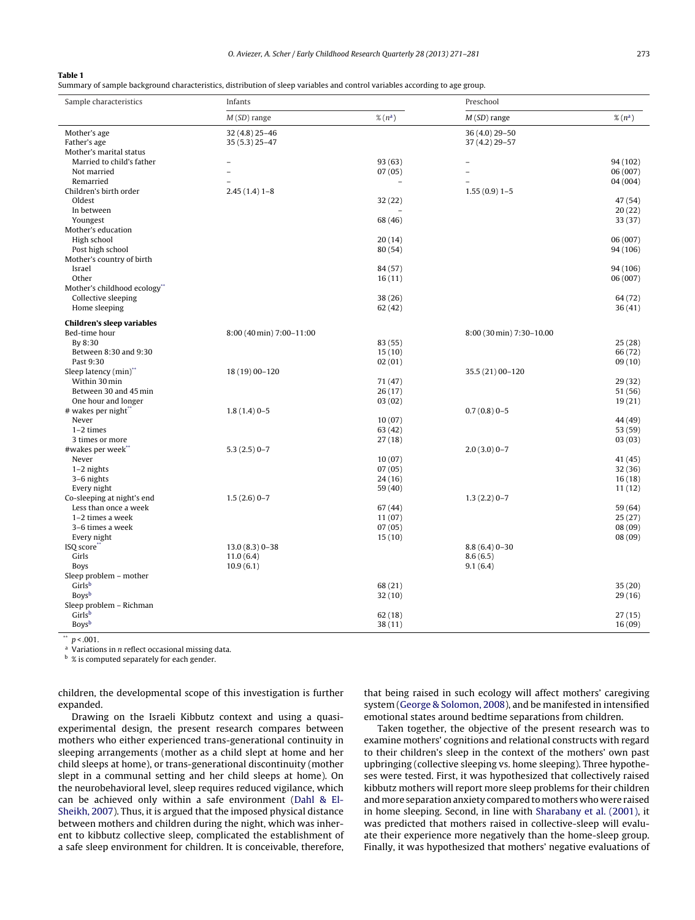**Table 1**
Summary of sample background characteristics, distribution of sleep variables and control variables according to age group.

| Sample characteristics | Infants | | Preschool | |
|---|---|---|---|---|
| | *M* (*SD*) range | % (*n*[a]) | *M* (*SD*) range | % (*n*[a]) |
| Mother's age | 32 (4.8) 25–46 | | 36 (4.0) 29–50 | |
| Father's age | 35 (5.3) 25–47 | | 37 (4.2) 29–57 | |
| Mother's marital status | | | | |
| Married to child's father | – | 93 (63) | – | 94 (102) |
| Not married | – | 07 (05) | – | 06 (007) |
| Remarried | – | – | – | 04 (004) |
| Children's birth order | 2.45 (1.4) 1–8 | | 1.55 (0.9) 1–5 | |
| Oldest | | 32 (22) | | 47 (54) |
| In between | | – | | 20 (22) |
| Youngest | | 68 (46) | | 33 (37) |
| Mother's education | | | | |
| High school | | 20 (14) | | 06 (007) |
| Post high school | | 80 (54) | | 94 (106) |
| Mother's country of birth | | | | |
| Israel | | 84 (57) | | 94 (106) |
| Other | | 16 (11) | | 06 (007) |
| Mother's childhood ecology[**] | | | | |
| Collective sleeping | | 38 (26) | | 64 (72) |
| Home sleeping | | 62 (42) | | 36 (41) |
| **Children's sleep variables** | | | | |
| Bed-time hour | 8:00 (40 min) 7:00–11:00 | | 8:00 (30 min) 7:30–10.00 | |
| By 8:30 | | 83 (55) | | 25 (28) |
| Between 8:30 and 9:30 | | 15 (10) | | 66 (72) |
| Past 9:30 | | 02 (01) | | 09 (10) |
| Sleep latency (min)[**] | 18 (19) 00–120 | | 35.5 (21) 00–120 | |
| Within 30 min | | 71 (47) | | 29 (32) |
| Between 30 and 45 min | | 26 (17) | | 51 (56) |
| One hour and longer | | 03 (02) | | 19 (21) |
| # wakes per night[**] | 1.8 (1.4) 0–5 | | 0.7 (0.8) 0–5 | |
| Never | | 10 (07) | | 44 (49) |
| 1–2 times | | 63 (42) | | 53 (59) |
| 3 times or more | | 27 (18) | | 03 (03) |
| #wakes per week[**] | 5.3 (2.5) 0–7 | | 2.0 (3.0) 0–7 | |
| Never | | 10 (07) | | 41 (45) |
| 1–2 nights | | 07 (05) | | 32 (36) |
| 3–6 nights | | 24 (16) | | 16 (18) |
| Every night | | 59 (40) | | 11 (12) |
| Co-sleeping at night's end | 1.5 (2.6) 0–7 | | 1.3 (2.2) 0–7 | |
| Less than once a week | | 67 (44) | | 59 (64) |
| 1–2 times a week | | 11 (07) | | 25 (27) |
| 3–6 times a week | | 07 (05) | | 08 (09) |
| Every night | | 15 (10) | | 08 (09) |
| ISQ score[**] | 13.0 (8.3) 0–38 | | 8.8 (6.4) 0–30 | |
| Girls | 11.0 (6.4) | | 8.6 (6.5) | |
| Boys | 10.9 (6.1) | | 9.1 (6.4) | |
| Sleep problem – mother | | | | |
| Girls[b] | | 68 (21) | | 35 (20) |
| Boys[b] | | 32 (10) | | 29 (16) |
| Sleep problem – Richman | | | | |
| Girls[b] | | 62 (18) | | 27 (15) |
| Boys[b] | | 38 (11) | | 16 (09) |

[**] $p < .001$.
[a] Variations in *n* reflect occasional missing data.
[b] % is computed separately for each gender.

children, the developmental scope of this investigation is further expanded.

Drawing on the Israeli Kibbutz context and using a quasi-experimental design, the present research compares between mothers who either experienced trans-generational continuity in sleeping arrangements (mother as a child slept at home and her child sleeps at home), or trans-generational discontinuity (mother slept in a communal setting and her child sleeps at home). On the neurobehavioral level, sleep requires reduced vigilance, which can be achieved only within a safe environment (Dahl & El-Sheikh, 2007). Thus, it is argued that the imposed physical distance between mothers and children during the night, which was inherent to kibbutz collective sleep, complicated the establishment of a safe sleep environment for children. It is conceivable, therefore, that being raised in such ecology will affect mothers' caregiving system (George & Solomon, 2008), and be manifested in intensified emotional states around bedtime separations from children.

Taken together, the objective of the present research was to examine mothers' cognitions and relational constructs with regard to their children's sleep in the context of the mothers' own past upbringing (collective sleeping vs. home sleeping). Three hypotheses were tested. First, it was hypothesized that collectively raised kibbutz mothers will report more sleep problems for their children and more separation anxiety compared to mothers who were raised in home sleeping. Second, in line with Sharabany et al. (2001), it was predicted that mothers raised in collective-sleep will evaluate their experience more negatively than the home-sleep group. Finally, it was hypothesized that mothers' negative evaluations of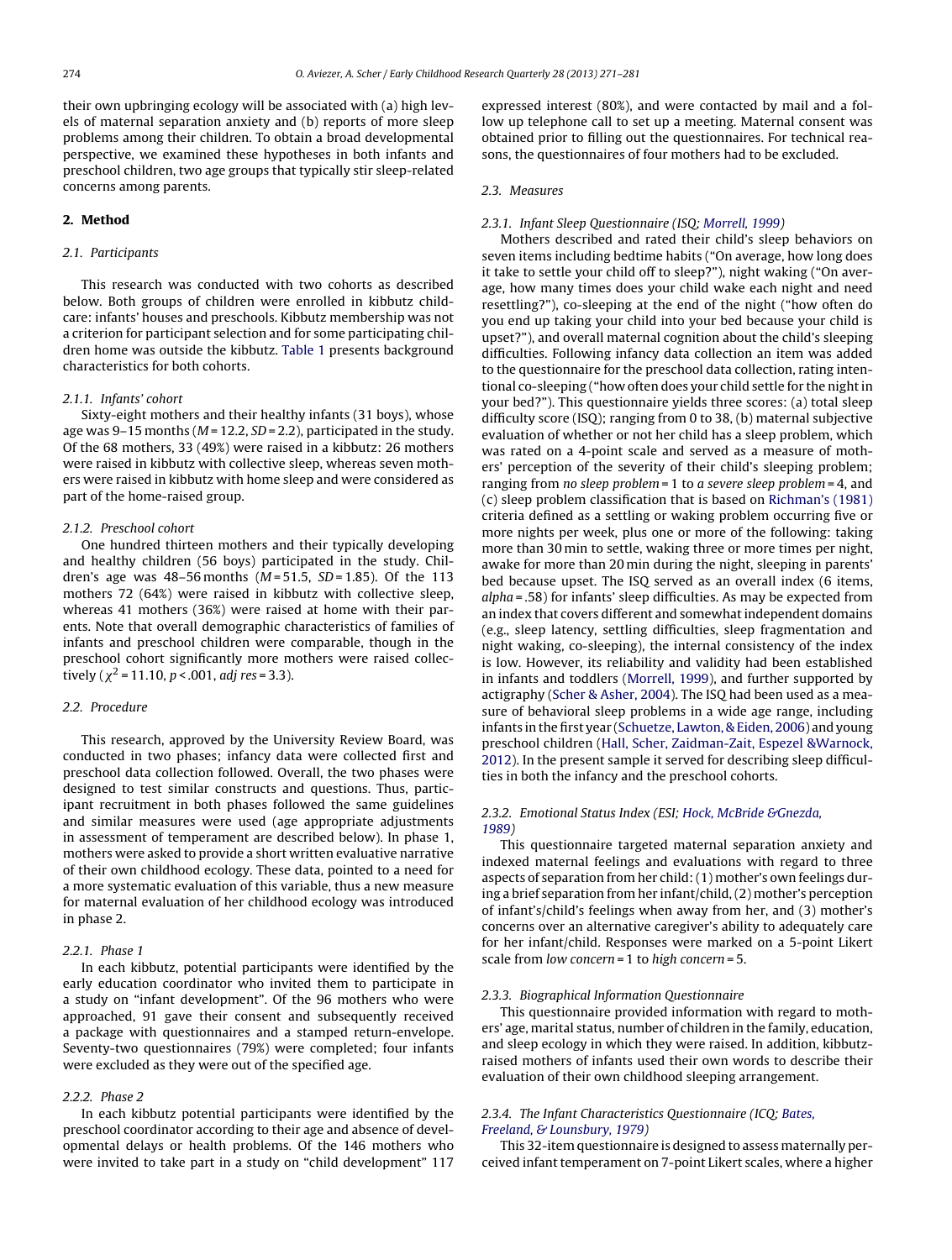their own upbringing ecology will be associated with (a) high levels of maternal separation anxiety and (b) reports of more sleep problems among their children. To obtain a broad developmental perspective, we examined these hypotheses in both infants and preschool children, two age groups that typically stir sleep-related concerns among parents.

## 2. Method

### 2.1. Participants

This research was conducted with two cohorts as described below. Both groups of children were enrolled in kibbutz childcare: infants' houses and preschools. Kibbutz membership was not a criterion for participant selection and for some participating children home was outside the kibbutz. Table 1 presents background characteristics for both cohorts.

#### 2.1.1. Infants' cohort

Sixty-eight mothers and their healthy infants (31 boys), whose age was 9–15 months (*M* = 12.2, *SD* = 2.2), participated in the study. Of the 68 mothers, 33 (49%) were raised in a kibbutz: 26 mothers were raised in kibbutz with collective sleep, whereas seven mothers were raised in kibbutz with home sleep and were considered as part of the home-raised group.

#### 2.1.2. Preschool cohort

One hundred thirteen mothers and their typically developing and healthy children (56 boys) participated in the study. Children's age was 48–56 months (*M* = 51.5, *SD* = 1.85). Of the 113 mothers 72 (64%) were raised in kibbutz with collective sleep, whereas 41 mothers (36%) were raised at home with their parents. Note that overall demographic characteristics of families of infants and preschool children were comparable, though in the preschool cohort significantly more mothers were raised collectively ($\chi^2 = 11.10$, $p < .001$, *adj res* = 3.3).

### 2.2. Procedure

This research, approved by the University Review Board, was conducted in two phases; infancy data were collected first and preschool data collection followed. Overall, the two phases were designed to test similar constructs and questions. Thus, participant recruitment in both phases followed the same guidelines and similar measures were used (age appropriate adjustments in assessment of temperament are described below). In phase 1, mothers were asked to provide a short written evaluative narrative of their own childhood ecology. These data, pointed to a need for a more systematic evaluation of this variable, thus a new measure for maternal evaluation of her childhood ecology was introduced in phase 2.

#### 2.2.1. Phase 1

In each kibbutz, potential participants were identified by the early education coordinator who invited them to participate in a study on "infant development". Of the 96 mothers who were approached, 91 gave their consent and subsequently received a package with questionnaires and a stamped return-envelope. Seventy-two questionnaires (79%) were completed; four infants were excluded as they were out of the specified age.

#### 2.2.2. Phase 2

In each kibbutz potential participants were identified by the preschool coordinator according to their age and absence of developmental delays or health problems. Of the 146 mothers who were invited to take part in a study on "child development" 117 expressed interest (80%), and were contacted by mail and a follow up telephone call to set up a meeting. Maternal consent was obtained prior to filling out the questionnaires. For technical reasons, the questionnaires of four mothers had to be excluded.

### 2.3. Measures

#### 2.3.1. Infant Sleep Questionnaire (ISQ; Morrell, 1999)

Mothers described and rated their child's sleep behaviors on seven items including bedtime habits ("On average, how long does it take to settle your child off to sleep?"), night waking ("On average, how many times does your child wake each night and need resettling?"), co-sleeping at the end of the night ("how often do you end up taking your child into your bed because your child is upset?"), and overall maternal cognition about the child's sleeping difficulties. Following infancy data collection an item was added to the questionnaire for the preschool data collection, rating intentional co-sleeping ("how often does your child settle for the night in your bed?"). This questionnaire yields three scores: (a) total sleep difficulty score (ISQ); ranging from 0 to 38, (b) maternal subjective evaluation of whether or not her child has a sleep problem, which was rated on a 4-point scale and served as a measure of mothers' perception of the severity of their child's sleeping problem; ranging from *no sleep problem* = 1 to *a severe sleep problem* = 4, and (c) sleep problem classification that is based on Richman's (1981) criteria defined as a settling or waking problem occurring five or more nights per week, plus one or more of the following: taking more than 30 min to settle, waking three or more times per night, awake for more than 20 min during the night, sleeping in parents' bed because upset. The ISQ served as an overall index (6 items, *alpha* = .58) for infants' sleep difficulties. As may be expected from an index that covers different and somewhat independent domains (e.g., sleep latency, settling difficulties, sleep fragmentation and night waking, co-sleeping), the internal consistency of the index is low. However, its reliability and validity had been established in infants and toddlers (Morrell, 1999), and further supported by actigraphy (Scher & Asher, 2004). The ISQ had been used as a measure of behavioral sleep problems in a wide age range, including infants in the first year (Schuetze, Lawton, & Eiden, 2006) and young preschool children (Hall, Scher, Zaidman-Zait, Espezel &Warnock, 2012). In the present sample it served for describing sleep difficulties in both the infancy and the preschool cohorts.

#### 2.3.2. Emotional Status Index (ESI; Hock, McBride &Gnezda, 1989)

This questionnaire targeted maternal separation anxiety and indexed maternal feelings and evaluations with regard to three aspects of separation from her child: (1) mother's own feelings during a brief separation from her infant/child, (2) mother's perception of infant's/child's feelings when away from her, and (3) mother's concerns over an alternative caregiver's ability to adequately care for her infant/child. Responses were marked on a 5-point Likert scale from *low concern* = 1 to *high concern* = 5.

#### 2.3.3. Biographical Information Questionnaire

This questionnaire provided information with regard to mothers' age, marital status, number of children in the family, education, and sleep ecology in which they were raised. In addition, kibbutz-raised mothers of infants used their own words to describe their evaluation of their own childhood sleeping arrangement.

#### 2.3.4. The Infant Characteristics Questionnaire (ICQ; Bates, Freeland, & Lounsbury, 1979)

This 32-item questionnaire is designed to assess maternally perceived infant temperament on 7-point Likert scales, where a higher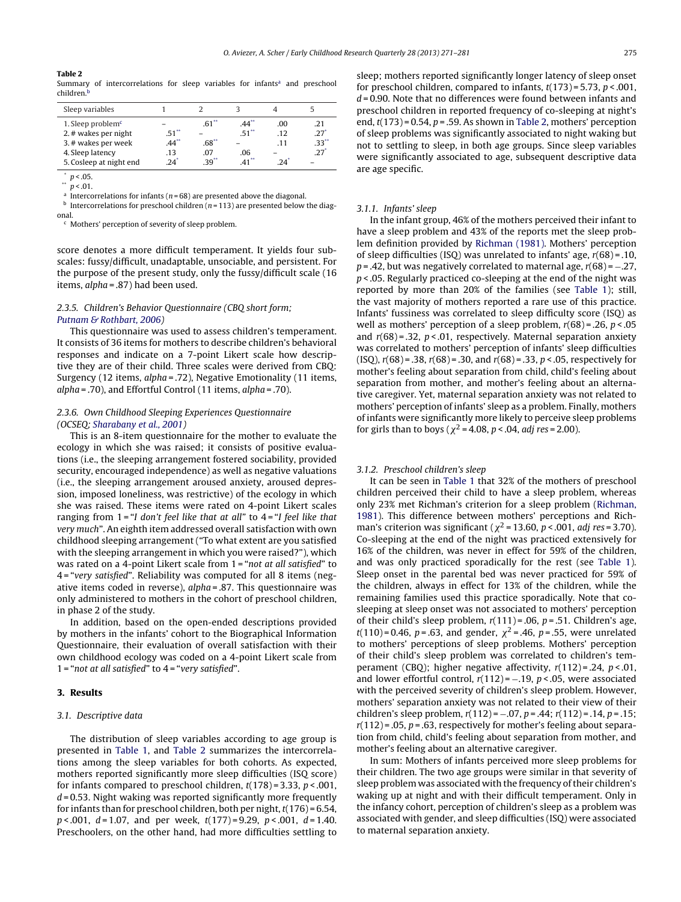**Table 2**
Summary of intercorrelations for sleep variables for infants[a] and preschool children.[b]

| Sleep variables | 1 | 2 | 3 | 4 | 5 |
|---|---|---|---|---|---|
| 1. Sleep problem[c] | – | .61** | .44** | .00 | .21 |
| 2. # wakes per night | .51** | – | .51** | .12 | .27* |
| 3. # wakes per week | .44** | .68** | – | .11 | .33** |
| 4. Sleep latency | .13 | .07 | .06 | – | .27* |
| 5. Cosleep at night end | .24* | .39** | .41** | .24* | – |

\* $p < .05$.
\*\* $p < .01$.
[a] Intercorrelations for infants ($n = 68$) are presented above the diagonal.
[b] Intercorrelations for preschool children ($n = 113$) are presented below the diagonal.
[c] Mothers' perception of severity of sleep problem.

score denotes a more difficult temperament. It yields four subscales: fussy/difficult, unadaptable, unsociable, and persistent. For the purpose of the present study, only the fussy/difficult scale (16 items, *alpha* = .87) had been used.

### 2.3.5. Children's Behavior Questionnaire (CBQ short form; Putnam & Rothbart, 2006)

This questionnaire was used to assess children's temperament. It consists of 36 items for mothers to describe children's behavioral responses and indicate on a 7-point Likert scale how descriptive they are of their child. Three scales were derived from CBQ: Surgency (12 items, *alpha* = .72), Negative Emotionality (11 items, *alpha* = .70), and Effortful Control (11 items, *alpha* = .70).

### 2.3.6. Own Childhood Sleeping Experiences Questionnaire (OCSEQ; Sharabany et al., 2001)

This is an 8-item questionnaire for the mother to evaluate the ecology in which she was raised; it consists of positive evaluations (i.e., the sleeping arrangement fostered sociability, provided security, encouraged independence) as well as negative valuations (i.e., the sleeping arrangement aroused anxiety, aroused depression, imposed loneliness, was restrictive) of the ecology in which she was raised. These items were rated on 4-point Likert scales ranging from 1 = "*I don't feel like that at all*" to 4 = "*I feel like that very much*". An eighth item addressed overall satisfaction with own childhood sleeping arrangement ("To what extent are you satisfied with the sleeping arrangement in which you were raised?"), which was rated on a 4-point Likert scale from 1 = "*not at all satisfied*" to 4 = "*very satisfied*". Reliability was computed for all 8 items (negative items coded in reverse), *alpha* = .87. This questionnaire was only administered to mothers in the cohort of preschool children, in phase 2 of the study.

In addition, based on the open-ended descriptions provided by mothers in the infants' cohort to the Biographical Information Questionnaire, their evaluation of overall satisfaction with their own childhood ecology was coded on a 4-point Likert scale from 1 = "*not at all satisfied*" to 4 = "*very satisfied*".

## 3. Results

### 3.1. Descriptive data

The distribution of sleep variables according to age group is presented in Table 1, and Table 2 summarizes the intercorrelations among the sleep variables for both cohorts. As expected, mothers reported significantly more sleep difficulties (ISQ score) for infants compared to preschool children, $t(178) = 3.33$, $p < .001$, $d = 0.53$. Night waking was reported significantly more frequently for infants than for preschool children, both per night, $t(176) = 6.54$, $p < .001$, $d = 1.07$, and per week, $t(177) = 9.29$, $p < .001$, $d = 1.40$. Preschoolers, on the other hand, had more difficulties settling to sleep; mothers reported significantly longer latency of sleep onset for preschool children, compared to infants, $t(173) = 5.73$, $p < .001$, $d = 0.90$. Note that no differences were found between infants and preschool children in reported frequency of co-sleeping at night's end, $t(173) = 0.54$, $p = .59$. As shown in Table 2, mothers' perception of sleep problems was significantly associated to night waking but not to settling to sleep, in both age groups. Since sleep variables were significantly associated to age, subsequent descriptive data are age specific.

#### 3.1.1. Infants' sleep

In the infant group, 46% of the mothers perceived their infant to have a sleep problem and 43% of the reports met the sleep problem definition provided by Richman (1981). Mothers' perception of sleep difficulties (ISQ) was unrelated to infants' age, $r(68) = .10$, $p = .42$, but was negatively correlated to maternal age, $r(68) = -.27$, $p < .05$. Regularly practiced co-sleeping at the end of the night was reported by more than 20% of the families (see Table 1); still, the vast majority of mothers reported a rare use of this practice. Infants' fussiness was correlated to sleep difficulty score (ISQ) as well as mothers' perception of a sleep problem, $r(68) = .26$, $p < .05$ and $r(68) = .32$, $p < .01$, respectively. Maternal separation anxiety was correlated to mothers' perception of infants' sleep difficulties (ISQ), $r(68) = .38$, $r(68) = .30$, and $r(68) = .33$, $p < .05$, respectively for mother's feeling about separation from child, child's feeling about separation from mother, and mother's feeling about an alternative caregiver. Yet, maternal separation anxiety was not related to mothers' perception of infants' sleep as a problem. Finally, mothers of infants were significantly more likely to perceive sleep problems for girls than to boys ($\chi^2 = 4.08$, $p < .04$, *adj res* = 2.00).

#### 3.1.2. Preschool children's sleep

It can be seen in Table 1 that 32% of the mothers of preschool children perceived their child to have a sleep problem, whereas only 23% met Richman's criterion for a sleep problem (Richman, 1981). This difference between mothers' perceptions and Richman's criterion was significant ($\chi^2 = 13.60$, $p < .001$, *adj res* = 3.70). Co-sleeping at the end of the night was practiced extensively for 16% of the children, was never in effect for 59% of the children, and was only practiced sporadically for the rest (see Table 1). Sleep onset in the parental bed was never practiced for 59% of the children, always in effect for 13% of the children, while the remaining families used this practice sporadically. Note that co-sleeping at sleep onset was not associated to mothers' perception of their child's sleep problem, $r(111) = .06$, $p = .51$. Children's age, $t(110) = 0.46$, $p = .63$, and gender, $\chi^2 = .46$, $p = .55$, were unrelated to mothers' perceptions of sleep problems. Mothers' perception of their child's sleep problem was correlated to children's temperament (CBQ); higher negative affectivity, $r(112) = .24$, $p < .01$, and lower effortful control, $r(112) = -.19$, $p < .05$, were associated with the perceived severity of children's sleep problem. However, mothers' separation anxiety was not related to their view of their children's sleep problem, $r(112) = -.07$, $p = .44$; $r(112) = .14$, $p = .15$; $r(112) = .05$, $p = .63$, respectively for mother's feeling about separation from child, child's feeling about separation from mother, and mother's feeling about an alternative caregiver.

In sum: Mothers of infants perceived more sleep problems for their children. The two age groups were similar in that severity of sleep problem was associated with the frequency of their children's waking up at night and with their difficult temperament. Only in the infancy cohort, perception of children's sleep as a problem was associated with gender, and sleep difficulties (ISQ) were associated to maternal separation anxiety.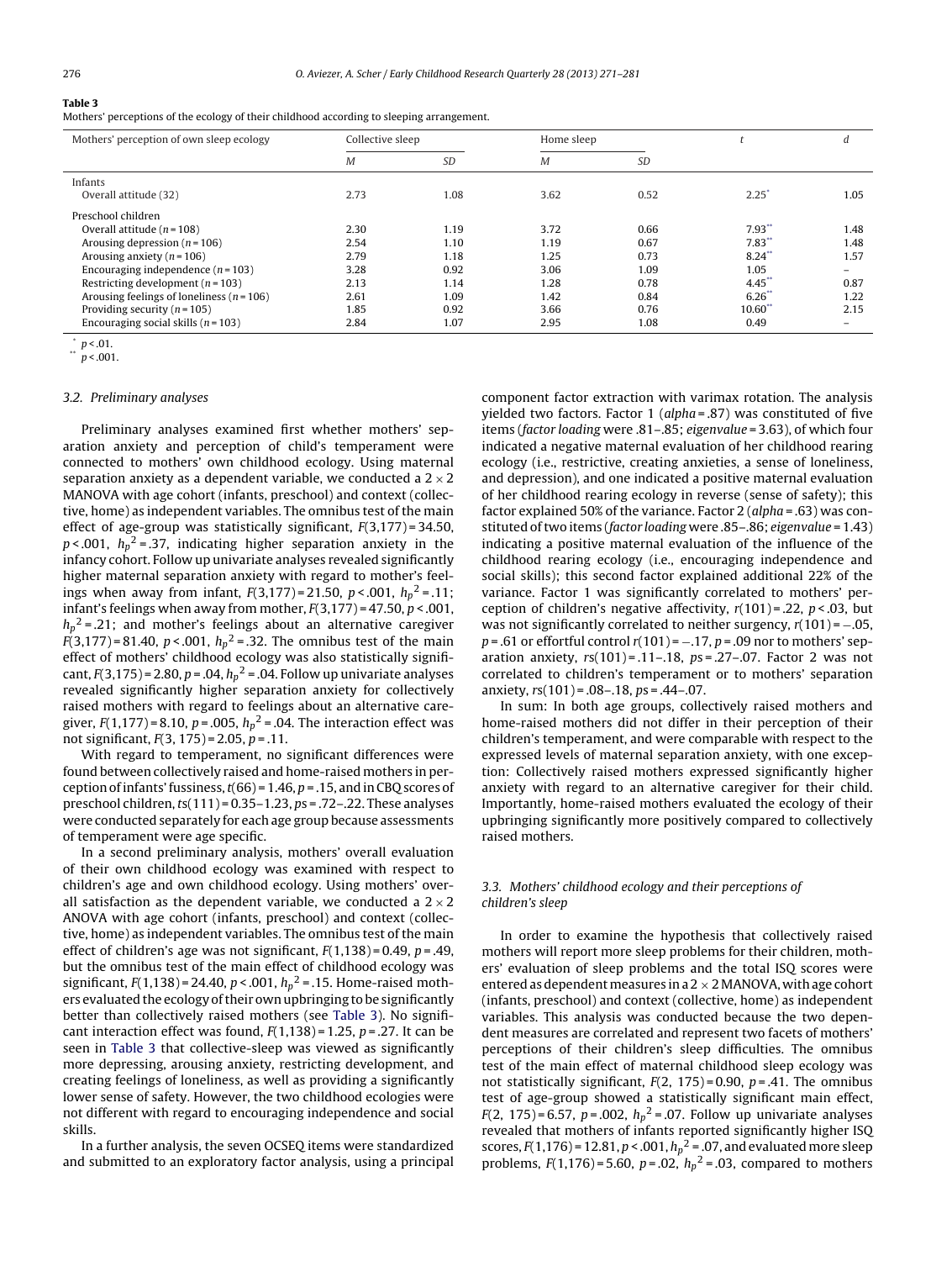**Table 3**
Mothers' perceptions of the ecology of their childhood according to sleeping arrangement.

| Mothers' perception of own sleep ecology | Collective sleep | | Home sleep | | $t$ | $d$ |
|---|---|---|---|---|---|---|
| | $M$ | $SD$ | $M$ | $SD$ | | |
| Infants | | | | | | |
| Overall attitude (32) | 2.73 | 1.08 | 3.62 | 0.52 | 2.25* | 1.05 |
| Preschool children | | | | | | |
| Overall attitude ($n$ = 108) | 2.30 | 1.19 | 3.72 | 0.66 | 7.93** | 1.48 |
| Arousing depression ($n$ = 106) | 2.54 | 1.10 | 1.19 | 0.67 | 7.83** | 1.48 |
| Arousing anxiety ($n$ = 106) | 2.79 | 1.18 | 1.25 | 0.73 | 8.24** | 1.57 |
| Encouraging independence ($n$ = 103) | 3.28 | 0.92 | 3.06 | 1.09 | 1.05 | – |
| Restricting development ($n$ = 103) | 2.13 | 1.14 | 1.28 | 0.78 | 4.45** | 0.87 |
| Arousing feelings of loneliness ($n$ = 106) | 2.61 | 1.09 | 1.42 | 0.84 | 6.26** | 1.22 |
| Providing security ($n$ = 105) | 1.85 | 0.92 | 3.66 | 0.76 | 10.60** | 2.15 |
| Encouraging social skills ($n$ = 103) | 2.84 | 1.07 | 2.95 | 1.08 | 0.49 | – |

* $p < .01$.
** $p < .001$.

### 3.2. Preliminary analyses

Preliminary analyses examined first whether mothers' separation anxiety and perception of child's temperament were connected to mothers' own childhood ecology. Using maternal separation anxiety as a dependent variable, we conducted a 2 × 2 MANOVA with age cohort (infants, preschool) and context (collective, home) as independent variables. The omnibus test of the main effect of age-group was statistically significant, $F(3,177) = 34.50$, $p < .001$, $h_p^2 = .37$, indicating higher separation anxiety in the infancy cohort. Follow up univariate analyses revealed significantly higher maternal separation anxiety with regard to mother's feelings when away from infant, $F(3,177) = 21.50$, $p < .001$, $h_p^2 = .11$; infant's feelings when away from mother, $F(3,177) = 47.50$, $p < .001$, $h_p^2 = .21$; and mother's feelings about an alternative caregiver $F(3,177) = 81.40$, $p < .001$, $h_p^2 = .32$. The omnibus test of the main effect of mothers' childhood ecology was also statistically significant, $F(3,175) = 2.80$, $p = .04$, $h_p^2 = .04$. Follow up univariate analyses revealed significantly higher separation anxiety for collectively raised mothers with regard to feelings about an alternative caregiver, $F(1,177) = 8.10$, $p = .005$, $h_p^2 = .04$. The interaction effect was not significant, $F(3, 175) = 2.05$, $p = .11$.

With regard to temperament, no significant differences were found between collectively raised and home-raised mothers in perception of infants' fussiness, $t(66) = 1.46$, $p = .15$, and in CBQ scores of preschool children, $ts(111) = 0.35–1.23$, $ps = .72–.22$. These analyses were conducted separately for each age group because assessments of temperament were age specific.

In a second preliminary analysis, mothers' overall evaluation of their own childhood ecology was examined with respect to children's age and own childhood ecology. Using mothers' overall satisfaction as the dependent variable, we conducted a 2 × 2 ANOVA with age cohort (infants, preschool) and context (collective, home) as independent variables. The omnibus test of the main effect of children's age was not significant, $F(1,138) = 0.49$, $p = .49$, but the omnibus test of the main effect of childhood ecology was significant, $F(1,138) = 24.40$, $p < .001$, $h_p^2 = .15$. Home-raised mothers evaluated the ecology of their own upbringing to be significantly better than collectively raised mothers (see Table 3). No significant interaction effect was found, $F(1,138) = 1.25$, $p = .27$. It can be seen in Table 3 that collective-sleep was viewed as significantly more depressing, arousing anxiety, restricting development, and creating feelings of loneliness, as well as providing a significantly lower sense of safety. However, the two childhood ecologies were not different with regard to encouraging independence and social skills.

In a further analysis, the seven OCSEQ items were standardized and submitted to an exploratory factor analysis, using a principal component factor extraction with varimax rotation. The analysis yielded two factors. Factor 1 (*alpha* = .87) was constituted of five items (*factor loading* were .81–.85; *eigenvalue* = 3.63), of which four indicated a negative maternal evaluation of her childhood rearing ecology (i.e., restrictive, creating anxieties, a sense of loneliness, and depression), and one indicated a positive maternal evaluation of her childhood rearing ecology in reverse (sense of safety); this factor explained 50% of the variance. Factor 2 (*alpha* = .63) was constituted of two items (*factor loading* were .85–.86; *eigenvalue* = 1.43) indicating a positive maternal evaluation of the influence of the childhood rearing ecology (i.e., encouraging independence and social skills); this second factor explained additional 22% of the variance. Factor 1 was significantly correlated to mothers' perception of children's negative affectivity, $r(101) = .22$, $p < .03$, but was not significantly correlated to neither surgency, $r(101) = -.05$, $p = .61$ or effortful control $r(101) = -.17$, $p = .09$ nor to mothers' separation anxiety, $rs(101) = .11–.18$, $ps = .27–.07$. Factor 2 was not correlated to children's temperament or to mothers' separation anxiety, $rs(101) = .08–.18$, $ps = .44–.07$.

In sum: In both age groups, collectively raised mothers and home-raised mothers did not differ in their perception of their children's temperament, and were comparable with respect to the expressed levels of maternal separation anxiety, with one exception: Collectively raised mothers expressed significantly higher anxiety with regard to an alternative caregiver for their child. Importantly, home-raised mothers evaluated the ecology of their upbringing significantly more positively compared to collectively raised mothers.

### 3.3. Mothers' childhood ecology and their perceptions of children's sleep

In order to examine the hypothesis that collectively raised mothers will report more sleep problems for their children, mothers' evaluation of sleep problems and the total ISQ scores were entered as dependent measures in a 2 × 2 MANOVA, with age cohort (infants, preschool) and context (collective, home) as independent variables. This analysis was conducted because the two dependent measures are correlated and represent two facets of mothers' perceptions of their children's sleep difficulties. The omnibus test of the main effect of maternal childhood sleep ecology was not statistically significant, $F(2, 175) = 0.90$, $p = .41$. The omnibus test of age-group showed a statistically significant main effect, $F(2, 175) = 6.57$, $p = .002$, $h_p^2 = .07$. Follow up univariate analyses revealed that mothers of infants reported significantly higher ISQ scores, $F(1,176) = 12.81$, $p < .001$, $h_p^2 = .07$, and evaluated more sleep problems, $F(1,176) = 5.60$, $p = .02$, $h_p^2 = .03$, compared to mothers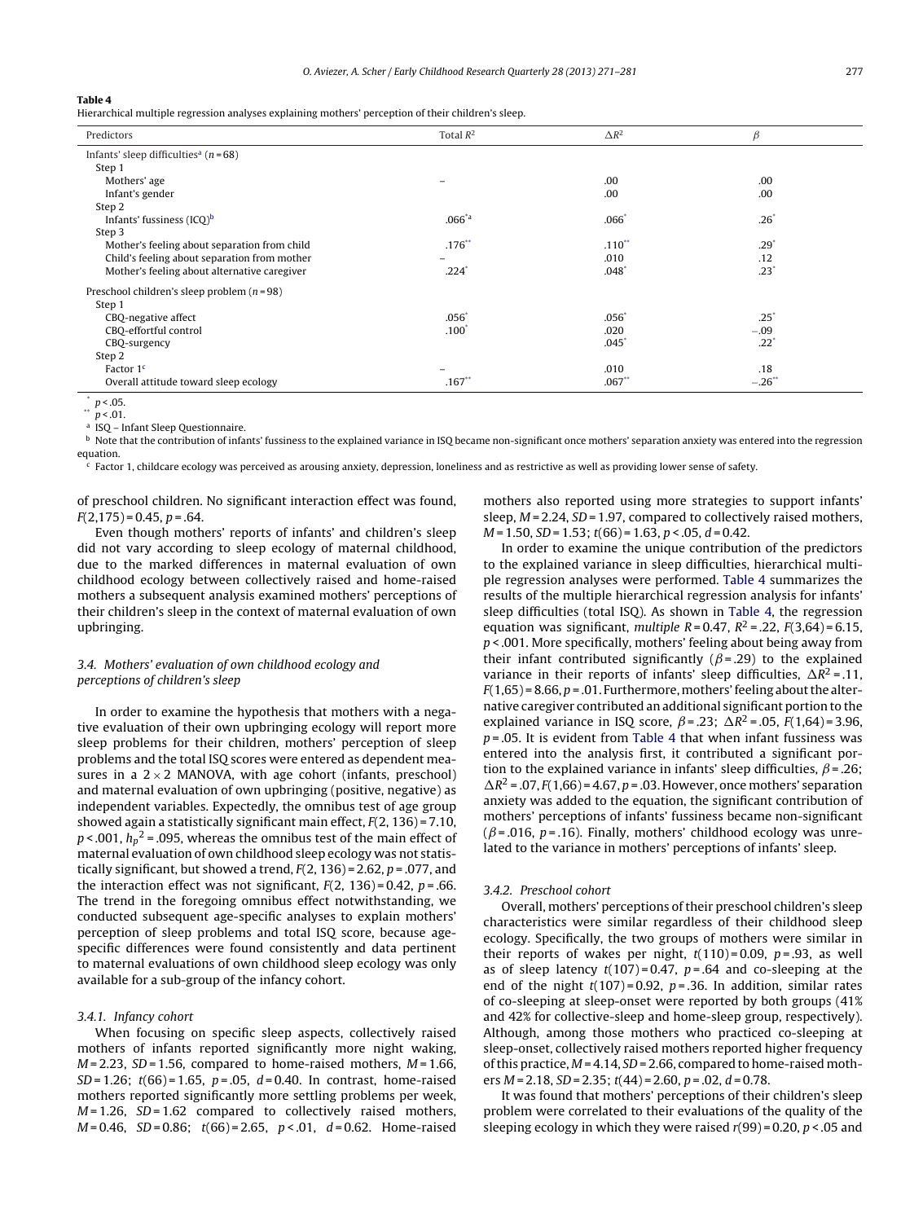**Table 4**
Hierarchical multiple regression analyses explaining mothers' perception of their children's sleep.

| Predictors | Total $R^2$ | $\Delta R^2$ | $\beta$ |
|---|---|---|---|
| Infants' sleep difficulties[a] ($n$ = 68) | | | |
| Step 1 | | | |
| Mothers' age | – | .00 | .00 |
| Infant's gender | | .00 | .00 |
| Step 2 | | | |
| Infants' fussiness (ICQ)[b] | .066[*a] | .066[*] | .26[*] |
| Step 3 | | | |
| Mother's feeling about separation from child | .176[**] | .110[**] | .29[*] |
| Child's feeling about separation from mother | – | .010 | .12 |
| Mother's feeling about alternative caregiver | .224[*] | .048[*] | .23[*] |
| Preschool children's sleep problem ($n$ = 98) | | | |
| Step 1 | | | |
| CBQ-negative affect | .056[*] | .056[*] | .25[*] |
| CBQ-effortful control | .100[*] | .020 | −.09 |
| CBQ-surgency | | .045[*] | .22[*] |
| Step 2 | | | |
| Factor 1[c] | – | .010 | .18 |
| Overall attitude toward sleep ecology | .167[**] | .067[**] | −.26[**] |

[*] $p$ < .05.
[**] $p$ < .01.
[a] ISQ – Infant Sleep Questionnaire.
[b] Note that the contribution of infants' fussiness to the explained variance in ISQ became non-significant once mothers' separation anxiety was entered into the regression equation.
[c] Factor 1, childcare ecology was perceived as arousing anxiety, depression, loneliness and as restrictive as well as providing lower sense of safety.

of preschool children. No significant interaction effect was found, $F(2,175) = 0.45$, $p = .64$.

Even though mothers' reports of infants' and children's sleep did not vary according to sleep ecology of maternal childhood, due to the marked differences in maternal evaluation of own childhood ecology between collectively raised and home-raised mothers a subsequent analysis examined mothers' perceptions of their children's sleep in the context of maternal evaluation of own upbringing.

### 3.4. Mothers' evaluation of own childhood ecology and perceptions of children's sleep

In order to examine the hypothesis that mothers with a negative evaluation of their own upbringing ecology will report more sleep problems for their children, mothers' perception of sleep problems and the total ISQ scores were entered as dependent measures in a 2 × 2 MANOVA, with age cohort (infants, preschool) and maternal evaluation of own upbringing (positive, negative) as independent variables. Expectedly, the omnibus test of age group showed again a statistically significant main effect, $F(2, 136) = 7.10$, $p < .001$, $h_p^2 = .095$, whereas the omnibus test of the main effect of maternal evaluation of own childhood sleep ecology was not statistically significant, but showed a trend, $F(2, 136) = 2.62$, $p = .077$, and the interaction effect was not significant, $F(2, 136) = 0.42$, $p = .66$. The trend in the foregoing omnibus effect notwithstanding, we conducted subsequent age-specific analyses to explain mothers' perception of sleep problems and total ISQ score, because age-specific differences were found consistently and data pertinent to maternal evaluations of own childhood sleep ecology was only available for a sub-group of the infancy cohort.

#### 3.4.1. Infancy cohort

When focusing on specific sleep aspects, collectively raised mothers of infants reported significantly more night waking, $M = 2.23$, $SD = 1.56$, compared to home-raised mothers, $M = 1.66$, $SD = 1.26$; $t(66) = 1.65$, $p = .05$, $d = 0.40$. In contrast, home-raised mothers reported significantly more settling problems per week, $M = 1.26$, $SD = 1.62$ compared to collectively raised mothers, $M = 0.46$, $SD = 0.86$; $t(66) = 2.65$, $p < .01$, $d = 0.62$. Home-raised mothers also reported using more strategies to support infants' sleep, $M = 2.24$, $SD = 1.97$, compared to collectively raised mothers, $M = 1.50$, $SD = 1.53$; $t(66) = 1.63$, $p < .05$, $d = 0.42$.

In order to examine the unique contribution of the predictors to the explained variance in sleep difficulties, hierarchical multiple regression analyses were performed. Table 4 summarizes the results of the multiple hierarchical regression analysis for infants' sleep difficulties (total ISQ). As shown in Table 4, the regression equation was significant, *multiple* $R = 0.47$, $R^2 = .22$, $F(3,64) = 6.15$, $p < .001$. More specifically, mothers' feeling about being away from their infant contributed significantly ($\beta = .29$) to the explained variance in their reports of infants' sleep difficulties, $\Delta R^2 = .11$, $F(1,65) = 8.66$, $p = .01$. Furthermore, mothers' feeling about the alternative caregiver contributed an additional significant portion to the explained variance in ISQ score, $\beta = .23$; $\Delta R^2 = .05$, $F(1,64) = 3.96$, $p = .05$. It is evident from Table 4 that when infant fussiness was entered into the analysis first, it contributed a significant portion to the explained variance in infants' sleep difficulties, $\beta = .26$; $\Delta R^2 = .07$, $F(1,66) = 4.67$, $p = .03$. However, once mothers' separation anxiety was added to the equation, the significant contribution of mothers' perceptions of infants' fussiness became non-significant ($\beta = .016$, $p = .16$). Finally, mothers' childhood ecology was unrelated to the variance in mothers' perceptions of infants' sleep.

#### 3.4.2. Preschool cohort

Overall, mothers' perceptions of their preschool children's sleep characteristics were similar regardless of their childhood sleep ecology. Specifically, the two groups of mothers were similar in their reports of wakes per night, $t(110) = 0.09$, $p = .93$, as well as of sleep latency $t(107) = 0.47$, $p = .64$ and co-sleeping at the end of the night $t(107) = 0.92$, $p = .36$. In addition, similar rates of co-sleeping at sleep-onset were reported by both groups (41% and 42% for collective-sleep and home-sleep group, respectively). Although, among those mothers who practiced co-sleeping at sleep-onset, collectively raised mothers reported higher frequency of this practice, $M = 4.14$, $SD = 2.66$, compared to home-raised mothers $M = 2.18$, $SD = 2.35$; $t(44) = 2.60$, $p = .02$, $d = 0.78$.

It was found that mothers' perceptions of their children's sleep problem were correlated to their evaluations of the quality of the sleeping ecology in which they were raised $r(99) = 0.20$, $p < .05$ and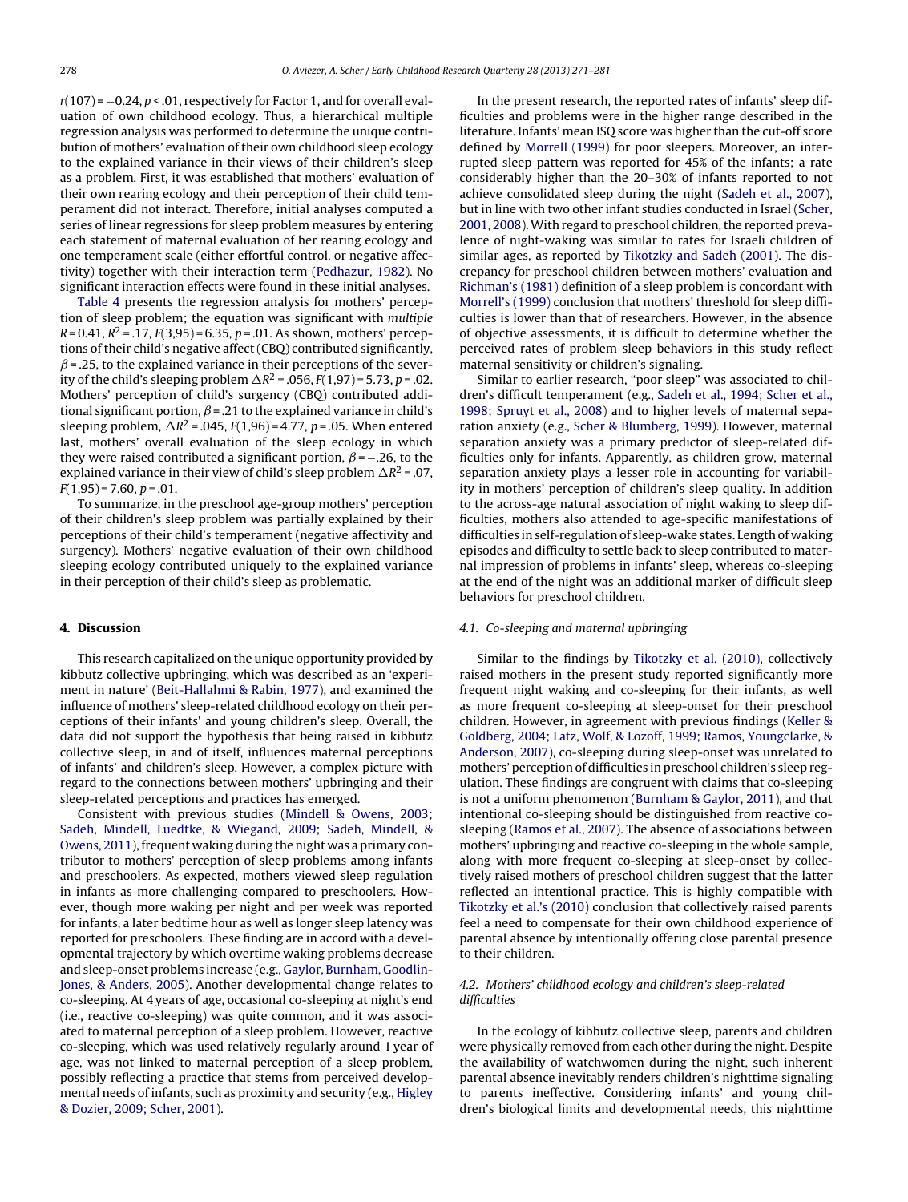$r(107) = -0.24$, $p < .01$, respectively for Factor 1, and for overall evaluation of own childhood ecology. Thus, a hierarchical multiple regression analysis was performed to determine the unique contribution of mothers' evaluation of their own childhood sleep ecology to the explained variance in their views of their children's sleep as a problem. First, it was established that mothers' evaluation of their own rearing ecology and their perception of their child temperament did not interact. Therefore, initial analyses computed a series of linear regressions for sleep problem measures by entering each statement of maternal evaluation of her rearing ecology and one temperament scale (either effortful control, or negative affectivity) together with their interaction term (Pedhazur, 1982). No significant interaction effects were found in these initial analyses.

Table 4 presents the regression analysis for mothers' perception of child sleep problem; the equation was significant with *multiple* $R = 0.41$, $R^2 = .17$, $F(3,95) = 6.35$, $p = .01$. As shown, mothers' perceptions of their child's negative affect (CBQ) contributed significantly, $\beta = .25$, to the explained variance in their perceptions of the severity of the child's sleeping problem $\Delta R^2 = .056$, $F(1,97) = 5.73$, $p = .02$. Mothers' perception of child's surgency (CBQ) contributed additional significant portion, $\beta = .21$ to the explained variance in child's sleeping problem, $\Delta R^2 = .045$, $F(1,96) = 4.77$, $p = .05$. When entered last, mothers' overall evaluation of the sleep ecology in which they were raised contributed a significant portion, $\beta = -.26$, to the explained variance in their view of child's sleep problem $\Delta R^2 = .07$, $F(1,95) = 7.60$, $p = .01$.

To summarize, in the preschool age-group mothers' perception of their children's sleep problem was partially explained by their perceptions of their child's temperament (negative affectivity and surgency). Mothers' negative evaluation of their own childhood sleeping ecology contributed uniquely to the explained variance in their perception of their child's sleep as problematic.

## 4. Discussion

This research capitalized on the unique opportunity provided by kibbutz collective upbringing, which was described as an 'experiment in nature' (Beit-Hallahmi & Rabin, 1977), and examined the influence of mothers' sleep-related childhood ecology on their perceptions of their infants' and young children's sleep. Overall, the data did not support the hypothesis that being raised in kibbutz collective sleep, in and of itself, influences maternal perceptions of infants' and children's sleep. However, a complex picture with regard to the connections between mothers' upbringing and their sleep-related perceptions and practices has emerged.

Consistent with previous studies (Mindell & Owens, 2003; Sadeh, Mindell, Luedtke, & Wiegand, 2009; Sadeh, Mindell, & Owens, 2011), frequent waking during the night was a primary contributor to mothers' perception of sleep problems among infants and preschoolers. As expected, mothers viewed sleep regulation in infants as more challenging compared to preschoolers. However, though more waking per night and per week was reported for infants, a later bedtime hour as well as longer sleep latency was reported for preschoolers. These finding are in accord with a developmental trajectory by which overtime waking problems decrease and sleep-onset problems increase (e.g., Gaylor, Burnham, Goodlin-Jones, & Anders, 2005). Another developmental change relates to co-sleeping. At 4 years of age, occasional co-sleeping at night's end (i.e., reactive co-sleeping) was quite common, and it was associated to maternal perception of a sleep problem. However, reactive co-sleeping, which was used relatively regularly around 1 year of age, was not linked to maternal perception of a sleep problem, possibly reflecting a practice that stems from perceived developmental needs of infants, such as proximity and security (e.g., Higley & Dozier, 2009; Scher, 2001).

In the present research, the reported rates of infants' sleep difficulties and problems were in the higher range described in the literature. Infants' mean ISQ score was higher than the cut-off score defined by Morrell (1999) for poor sleepers. Moreover, an interrupted sleep pattern was reported for 45% of the infants; a rate considerably higher than the 20–30% of infants reported to not achieve consolidated sleep during the night (Sadeh et al., 2007), but in line with two other infant studies conducted in Israel (Scher, 2001, 2008). With regard to preschool children, the reported prevalence of night-waking was similar to rates for Israeli children of similar ages, as reported by Tikotzky and Sadeh (2001). The discrepancy for preschool children between mothers' evaluation and Richman's (1981) definition of a sleep problem is concordant with Morrell's (1999) conclusion that mothers' threshold for sleep difficulties is lower than that of researchers. However, in the absence of objective assessments, it is difficult to determine whether the perceived rates of problem sleep behaviors in this study reflect maternal sensitivity or children's signaling.

Similar to earlier research, "poor sleep" was associated to children's difficult temperament (e.g., Sadeh et al., 1994; Scher et al., 1998; Spruyt et al., 2008) and to higher levels of maternal separation anxiety (e.g., Scher & Blumberg, 1999). However, maternal separation anxiety was a primary predictor of sleep-related difficulties only for infants. Apparently, as children grow, maternal separation anxiety plays a lesser role in accounting for variability in mothers' perception of children's sleep quality. In addition to the across-age natural association of night waking to sleep difficulties, mothers also attended to age-specific manifestations of difficulties in self-regulation of sleep-wake states. Length of waking episodes and difficulty to settle back to sleep contributed to maternal impression of problems in infants' sleep, whereas co-sleeping at the end of the night was an additional marker of difficult sleep behaviors for preschool children.

### 4.1. Co-sleeping and maternal upbringing

Similar to the findings by Tikotzky et al. (2010), collectively raised mothers in the present study reported significantly more frequent night waking and co-sleeping for their infants, as well as more frequent co-sleeping at sleep-onset for their preschool children. However, in agreement with previous findings (Keller & Goldberg, 2004; Latz, Wolf, & Lozoff, 1999; Ramos, Youngclarke, & Anderson, 2007), co-sleeping during sleep-onset was unrelated to mothers' perception of difficulties in preschool children's sleep regulation. These findings are congruent with claims that co-sleeping is not a uniform phenomenon (Burnham & Gaylor, 2011), and that intentional co-sleeping should be distinguished from reactive co-sleeping (Ramos et al., 2007). The absence of associations between mothers' upbringing and reactive co-sleeping in the whole sample, along with more frequent co-sleeping at sleep-onset by collectively raised mothers of preschool children suggest that the latter reflected an intentional practice. This is highly compatible with Tikotzky et al.'s (2010) conclusion that collectively raised parents feel a need to compensate for their own childhood experience of parental absence by intentionally offering close parental presence to their children.

### 4.2. Mothers' childhood ecology and children's sleep-related difficulties

In the ecology of kibbutz collective sleep, parents and children were physically removed from each other during the night. Despite the availability of watchwomen during the night, such inherent parental absence inevitably renders children's nighttime signaling to parents ineffective. Considering infants' and young children's biological limits and developmental needs, this nighttime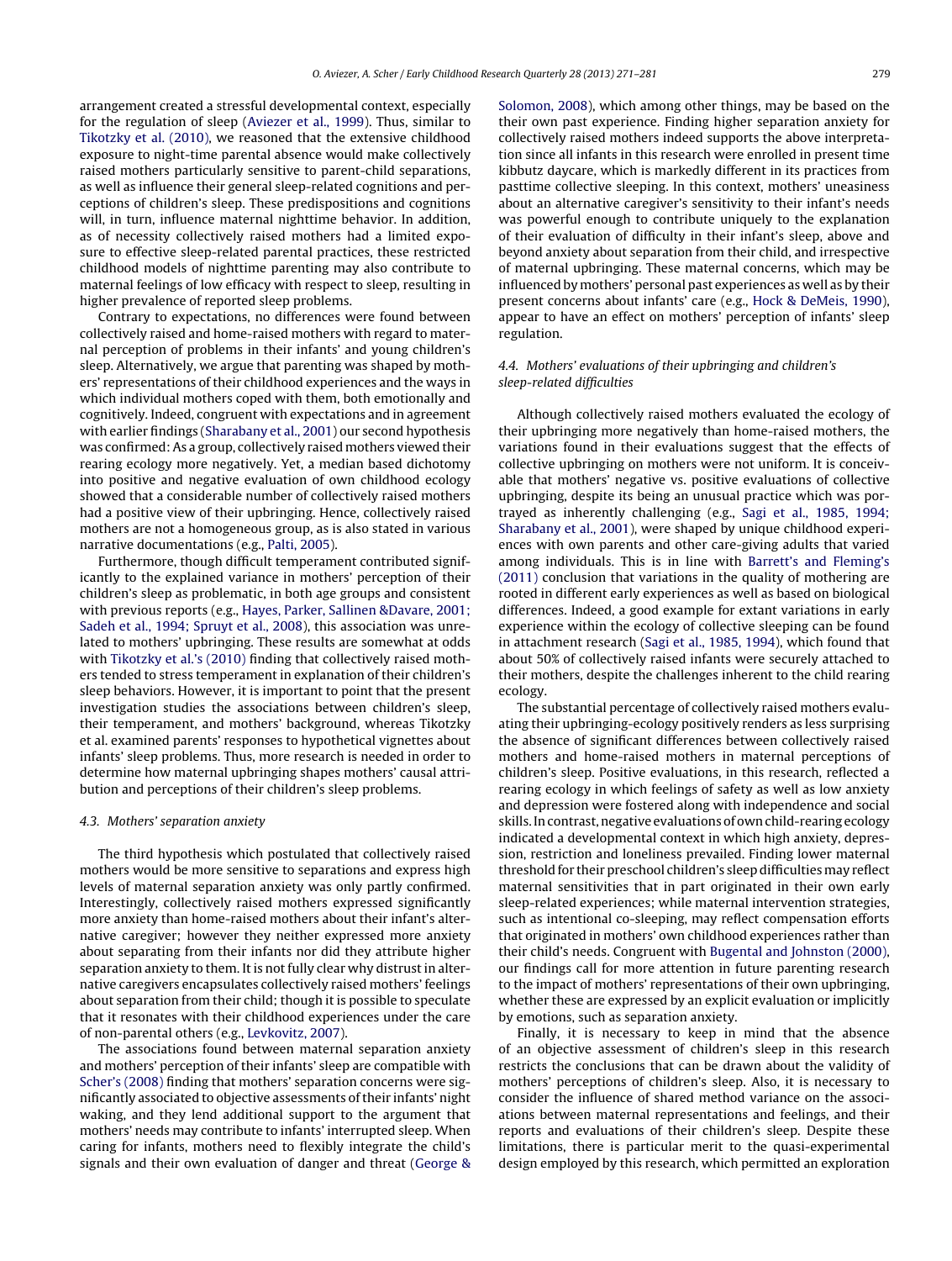arrangement created a stressful developmental context, especially for the regulation of sleep (Aviezer et al., 1999). Thus, similar to Tikotzky et al. (2010), we reasoned that the extensive childhood exposure to night-time parental absence would make collectively raised mothers particularly sensitive to parent-child separations, as well as influence their general sleep-related cognitions and perceptions of children's sleep. These predispositions and cognitions will, in turn, influence maternal nighttime behavior. In addition, as of necessity collectively raised mothers had a limited exposure to effective sleep-related parental practices, these restricted childhood models of nighttime parenting may also contribute to maternal feelings of low efficacy with respect to sleep, resulting in higher prevalence of reported sleep problems.

Contrary to expectations, no differences were found between collectively raised and home-raised mothers with regard to maternal perception of problems in their infants' and young children's sleep. Alternatively, we argue that parenting was shaped by mothers' representations of their childhood experiences and the ways in which individual mothers coped with them, both emotionally and cognitively. Indeed, congruent with expectations and in agreement with earlier findings (Sharabany et al., 2001) our second hypothesis was confirmed: As a group, collectively raised mothers viewed their rearing ecology more negatively. Yet, a median based dichotomy into positive and negative evaluation of own childhood ecology showed that a considerable number of collectively raised mothers had a positive view of their upbringing. Hence, collectively raised mothers are not a homogeneous group, as is also stated in various narrative documentations (e.g., Palti, 2005).

Furthermore, though difficult temperament contributed significantly to the explained variance in mothers' perception of their children's sleep as problematic, in both age groups and consistent with previous reports (e.g., Hayes, Parker, Sallinen &Davare, 2001; Sadeh et al., 1994; Spruyt et al., 2008), this association was unrelated to mothers' upbringing. These results are somewhat at odds with Tikotzky et al.'s (2010) finding that collectively raised mothers tended to stress temperament in explanation of their children's sleep behaviors. However, it is important to point that the present investigation studies the associations between children's sleep, their temperament, and mothers' background, whereas Tikotzky et al. examined parents' responses to hypothetical vignettes about infants' sleep problems. Thus, more research is needed in order to determine how maternal upbringing shapes mothers' causal attribution and perceptions of their children's sleep problems.

### 4.3. Mothers' separation anxiety

The third hypothesis which postulated that collectively raised mothers would be more sensitive to separations and express high levels of maternal separation anxiety was only partly confirmed. Interestingly, collectively raised mothers expressed significantly more anxiety than home-raised mothers about their infant's alternative caregiver; however they neither expressed more anxiety about separating from their infants nor did they attribute higher separation anxiety to them. It is not fully clear why distrust in alternative caregivers encapsulates collectively raised mothers' feelings about separation from their child; though it is possible to speculate that it resonates with their childhood experiences under the care of non-parental others (e.g., Levkovitz, 2007).

The associations found between maternal separation anxiety and mothers' perception of their infants' sleep are compatible with Scher's (2008) finding that mothers' separation concerns were significantly associated to objective assessments of their infants' night waking, and they lend additional support to the argument that mothers' needs may contribute to infants' interrupted sleep. When caring for infants, mothers need to flexibly integrate the child's signals and their own evaluation of danger and threat (George & Solomon, 2008), which among other things, may be based on the their own past experience. Finding higher separation anxiety for collectively raised mothers indeed supports the above interpretation since all infants in this research were enrolled in present time kibbutz daycare, which is markedly different in its practices from pasttime collective sleeping. In this context, mothers' uneasiness about an alternative caregiver's sensitivity to their infant's needs was powerful enough to contribute uniquely to the explanation of their evaluation of difficulty in their infant's sleep, above and beyond anxiety about separation from their child, and irrespective of maternal upbringing. These maternal concerns, which may be influenced by mothers' personal past experiences as well as by their present concerns about infants' care (e.g., Hock & DeMeis, 1990), appear to have an effect on mothers' perception of infants' sleep regulation.

### 4.4. Mothers' evaluations of their upbringing and children's sleep-related difficulties

Although collectively raised mothers evaluated the ecology of their upbringing more negatively than home-raised mothers, the variations found in their evaluations suggest that the effects of collective upbringing on mothers were not uniform. It is conceivable that mothers' negative vs. positive evaluations of collective upbringing, despite its being an unusual practice which was portrayed as inherently challenging (e.g., Sagi et al., 1985, 1994; Sharabany et al., 2001), were shaped by unique childhood experiences with own parents and other care-giving adults that varied among individuals. This is in line with Barrett's and Fleming's (2011) conclusion that variations in the quality of mothering are rooted in different early experiences as well as based on biological differences. Indeed, a good example for extant variations in early experience within the ecology of collective sleeping can be found in attachment research (Sagi et al., 1985, 1994), which found that about 50% of collectively raised infants were securely attached to their mothers, despite the challenges inherent to the child rearing ecology.

The substantial percentage of collectively raised mothers evaluating their upbringing-ecology positively renders as less surprising the absence of significant differences between collectively raised mothers and home-raised mothers in maternal perceptions of children's sleep. Positive evaluations, in this research, reflected a rearing ecology in which feelings of safety as well as low anxiety and depression were fostered along with independence and social skills. In contrast, negative evaluations of own child-rearing ecology indicated a developmental context in which high anxiety, depression, restriction and loneliness prevailed. Finding lower maternal threshold for their preschool children's sleep difficulties may reflect maternal sensitivities that in part originated in their own early sleep-related experiences; while maternal intervention strategies, such as intentional co-sleeping, may reflect compensation efforts that originated in mothers' own childhood experiences rather than their child's needs. Congruent with Bugental and Johnston (2000), our findings call for more attention in future parenting research to the impact of mothers' representations of their own upbringing, whether these are expressed by an explicit evaluation or implicitly by emotions, such as separation anxiety.

Finally, it is necessary to keep in mind that the absence of an objective assessment of children's sleep in this research restricts the conclusions that can be drawn about the validity of mothers' perceptions of children's sleep. Also, it is necessary to consider the influence of shared method variance on the associations between maternal representations and feelings, and their reports and evaluations of their children's sleep. Despite these limitations, there is particular merit to the quasi-experimental design employed by this research, which permitted an exploration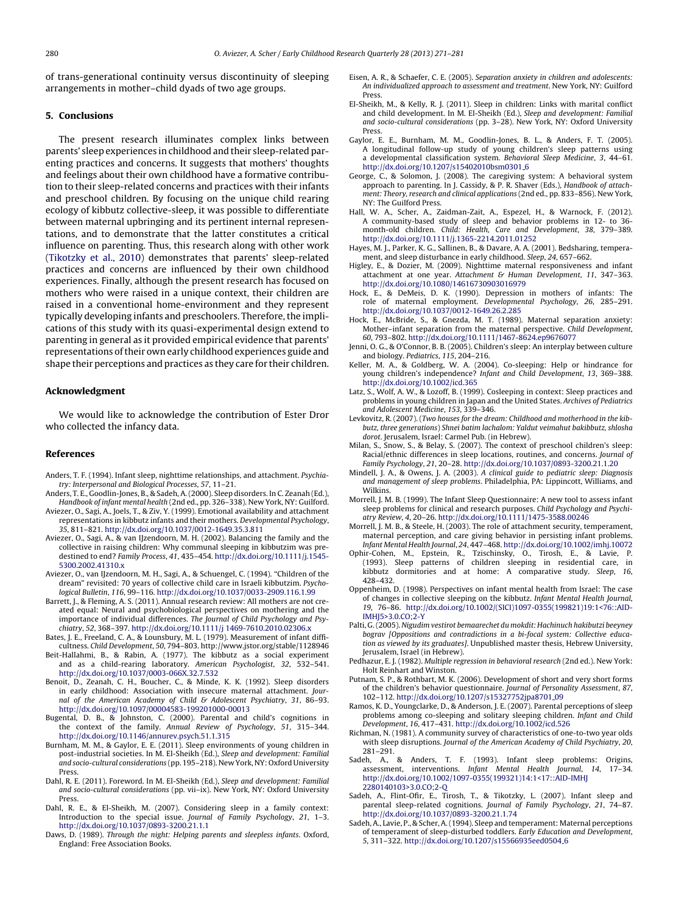of trans-generational continuity versus discontinuity of sleeping arrangements in mother–child dyads of two age groups.

## 5. Conclusions

The present research illuminates complex links between parents' sleep experiences in childhood and their sleep-related parenting practices and concerns. It suggests that mothers' thoughts and feelings about their own childhood have a formative contribution to their sleep-related concerns and practices with their infants and preschool children. By focusing on the unique child rearing ecology of kibbutz collective-sleep, it was possible to differentiate between maternal upbringing and its pertinent internal representations, and to demonstrate that the latter constitutes a critical influence on parenting. Thus, this research along with other work (Tikotzky et al., 2010) demonstrates that parents' sleep-related practices and concerns are influenced by their own childhood experiences. Finally, although the present research has focused on mothers who were raised in a unique context, their children are raised in a conventional home-environment and they represent typically developing infants and preschoolers. Therefore, the implications of this study with its quasi-experimental design extend to parenting in general as it provided empirical evidence that parents' representations of their own early childhood experiences guide and shape their perceptions and practices as they care for their children.

## Acknowledgment

We would like to acknowledge the contribution of Ester Dror who collected the infancy data.

## References

Anders, T. F. (1994). Infant sleep, nighttime relationships, and attachment. *Psychiatry: Interpersonal and Biological Processes*, *57*, 11–21.

Anders, T. E., Goodlin-Jones, B., & Sadeh, A. (2000). Sleep disorders. In C. Zeanah (Ed.), *Handbook of infant mental health* (2nd ed., pp. 326–338). New York, NY: Guilford.

Aviezer, O., Sagi, A., Joels, T., & Ziv, Y. (1999). Emotional availability and attachment representations in kibbutz infants and their mothers. *Developmental Psychology*, *35*, 811–821. http://dx.doi.org/10.1037/0012-1649.35.3.811

Aviezer, O., Sagi, A., & van IJzendoorn, M. H. (2002). Balancing the family and the collective in raising children: Why communal sleeping in kibbutzim was predestined to end? *Family Process*, *41*, 435–454. http://dx.doi.org/10.1111/j.1545-5300.2002.41310.x

Aviezer, O., van IJzendoorn, M. H., Sagi, A., & Schuengel, C. (1994). "Children of the dream" revisited: 70 years of collective child care in Israeli kibbutzim. *Psychological Bulletin*, *116*, 99–116. http://dx.doi.org/10.1037/0033-2909.116.1.99

Barrett, J., & Fleming, A. S. (2011). Annual research review: All mothers are not created equal: Neural and psychobiological perspectives on mothering and the importance of individual differences. *The Journal of Child Psychology and Psychiatry*, *52*, 368–397. http://dx.doi.org/10.1111/j 1469-7610.2010.02306.x

Bates, J. E., Freeland, C. A., & Lounsbury, M. L. (1979). Measurement of infant difficultness. *Child Development*, *50*, 794–803. http://www.jstor.org/stable/1128946

Beit-Hallahmi, B., & Rabin, A. (1977). The kibbutz as a social experiment and as a child-rearing laboratory. *American Psychologist*, *32*, 532–541. http://dx.doi.org/10.1037/0003-066X.32.7.532

Benoit, D., Zeanah, C. H., Boucher, C., & Minde, K. K. (1992). Sleep disorders in early childhood: Association with insecure maternal attachment. *Journal of the American Academy of Child & Adolescent Psychiatry*, *31*, 86–93. http://dx.doi.org/10.1097/00004583-199201000-00013

Bugental, D. B., & Johnston, C. (2000). Parental and child's cognitions in the context of the family. *Annual Review of Psychology*, *51*, 315–344. http://dx.doi.org/10.1146/annurev.psych.51.1.315

Burnham, M. M., & Gaylor, E. E. (2011). Sleep environments of young children in post-industrial societies. In M. El-Sheikh (Ed.), *Sleep and development: Familial and socio-cultural considerations* (pp. 195–218). New York, NY: Oxford University Press.

Dahl, R. E. (2011). Foreword. In M. El-Sheikh (Ed.), *Sleep and development: Familial and socio-cultural considerations* (pp. vii–ix). New York, NY: Oxford University Press.

Dahl, R. E., & El-Sheikh, M. (2007). Considering sleep in a family context: Introduction to the special issue. *Journal of Family Psychology*, *21*, 1–3. http://dx.doi.org/10.1037/0893-3200.21.1.1

Daws, D. (1989). *Through the night: Helping parents and sleepless infants*. Oxford, England: Free Association Books.

Eisen, A. R., & Schaefer, C. E. (2005). *Separation anxiety in children and adolescents: An individualized approach to assessment and treatment*. New York, NY: Guilford Press.

El-Sheikh, M., & Kelly, R. J. (2011). Sleep in children: Links with marital conflict and child development. In M. El-Sheikh (Ed.), *Sleep and development: Familial and socio-cultural considerations* (pp. 3–28). New York, NY: Oxford University Press.

Gaylor, E. E., Burnham, M. M., Goodlin-Jones, B. L., & Anders, F. T. (2005). A longitudinal follow-up study of young children's sleep patterns using a developmental classification system. *Behavioral Sleep Medicine*, *3*, 44–61. http://dx.doi.org/10.1207/s15402010bsm0301_6

George, C., & Solomon, J. (2008). The caregiving system: A behavioral system approach to parenting. In J. Cassidy, & P. R. Shaver (Eds.), *Handbook of attachment: Theory, research and clinical applications* (2nd ed., pp. 833–856). New York, NY: The Guilford Press.

Hall, W. A., Scher, A., Zaidman-Zait, A., Espezel, H., & Warnock, F. (2012). A community-based study of sleep and behavior problems in 12- to 36-month-old children. *Child: Health, Care and Development*, *38*, 379–389. http://dx.doi.org/10.1111/j.1365-2214.2011.01252

Hayes, M. J., Parker, K. G., Sallinen, B., & Davare, A. A. (2001). Bedsharing, temperament, and sleep disturbance in early childhood. *Sleep*, *24*, 657–662.

Higley, E., & Dozier, M. (2009). Nighttime maternal responsiveness and infant attachment at one year. *Attachment & Human Development*, *11*, 347–363. http://dx.doi.org/10.1080/14616730903016979

Hock, E., & DeMeis, D. K. (1990). Depression in mothers of infants: The role of maternal employment. *Developmental Psychology*, *26*, 285–291. http://dx.doi.org/10.1037/0012-1649.26.2.285

Hock, E., McBride, S., & Gnezda, M. T. (1989). Maternal separation anxiety: Mother–infant separation from the maternal perspective. *Child Development*, *60*, 793–802. http://dx.doi.org/10.1111/1467-8624.ep9676077

Jenni, O. G., & O'Connor, B. B. (2005). Children's sleep: An interplay between culture and biology. *Pediatrics*, *115*, 204–216.

Keller, M. A., & Goldberg, W. A. (2004). Co-sleeping: Help or hindrance for young children's independence? *Infant and Child Development*, *13*, 369–388. http://dx.doi.org/10.1002/icd.365

Latz, S., Wolf, A. W., & Lozoff, B. (1999). Cosleeping in context: Sleep practices and problems in young children in Japan and the United States. *Archives of Pediatrics and Adolescent Medicine*, *153*, 339–346.

Levkovitz, R. (2007). (*Two houses for the dream: Childhood and motherhood in the kibbutz, three generations*) *Shnei batim lachalom: Yaldut veimahut bakibbutz, shlosha dorot*. Jerusalem, Israel: Carmel Pub. (in Hebrew).

Milan, S., Snow, S., & Belay, S. (2007). The context of preschool children's sleep: Racial/ethnic differences in sleep locations, routines, and concerns. *Journal of Family Psychology*, *21*, 20–28. http://dx.doi.org/10.1037/0893-3200.21.1.20

Mindell, J. A., & Owens, J. A. (2003). *A clinical guide to pediatric sleep: Diagnosis and management of sleep problems*. Philadelphia, PA: Lippincott, Williams, and Wilkins.

Morrell, J. M. B. (1999). The Infant Sleep Questionnaire: A new tool to assess infant sleep problems for clinical and research purposes. *Child Psychology and Psychiatry Review*, *4*, 20–26. http://dx.doi.org/10.1111/1475-3588.00246

Morrell, J. M. B., & Steele, H. (2003). The role of attachment security, temperament, maternal perception, and care giving behavior in persisting infant problems. *Infant Mental Health Journal*, *24*, 447–468. http://dx.doi.org/10.1002/imhj.10072

Ophir-Cohen, M., Epstein, R., Tzischinsky, O., Tirosh, E., & Lavie, P. (1993). Sleep patterns of children sleeping in residential care, in kibbutz dormitories and at home: A comparative study. *Sleep*, *16*, 428–432.

Oppenheim, D. (1998). Perspectives on infant mental health from Israel: The case of changes in collective sleeping on the kibbutz. *Infant Mental Health Journal*, *19*, 76–86. http://dx.doi.org/10.1002/(SICI)1097-0355(199821)19:1<76::AID-IMHJ5>3.0.CO;2-Y

Palti, G. (2005). *Nigudim vestirot bemaarechet du mokdit: Hachinuch hakibutzi beeyney bograv [Oppositions and contradictions in a bi-focal system: Collective education as viewed by its graduates]*. Unpublished master thesis, Hebrew University, Jerusalem, Israel (in Hebrew).

Pedhazur, E. J. (1982). *Multiple regression in behavioral research* (2nd ed.). New York: Holt Reinhart and Winston.

Putnam, S. P., & Rothbart, M. K. (2006). Development of short and very short forms of the children's behavior questionnaire. *Journal of Personality Assessment*, *87*, 102–112. http://dx.doi.org/10.1207/s15327752jpa8701_09

Ramos, K. D., Youngclarke, D., & Anderson, J. E. (2007). Parental perceptions of sleep problems among co-sleeping and solitary sleeping children. *Infant and Child Development*, *16*, 417–431. http://dx.doi.org/10.1002/icd.526

Richman, N. (1981). A community survey of characteristics of one-to-two year olds with sleep disruptions. *Journal of the American Academy of Child Psychiatry*, *20*, 281–291.

Sadeh, A., & Anders, T. F. (1993). Infant sleep problems: Origins, assessment, interventions. *Infant Mental Health Journal*, *14*, 17–34. http://dx.doi.org/10.1002/1097-0355(199321)14:1<17::AID-IMHJ 2280140103>3.0.CO;2-Q

Sadeh, A., Flint-Ofir, E., Tirosh, T., & Tikotzky, L. (2007). Infant sleep and parental sleep-related cognitions. *Journal of Family Psychology*, *21*, 74–87. http://dx.doi.org/10.1037/0893-3200.21.1.74

Sadeh, A., Lavie, P., & Scher, A. (1994). Sleep and temperament: Maternal perceptions of temperament of sleep-disturbed toddlers. *Early Education and Development*, *5*, 311–322. http://dx.doi.org/10.1207/s15566935eed0504_6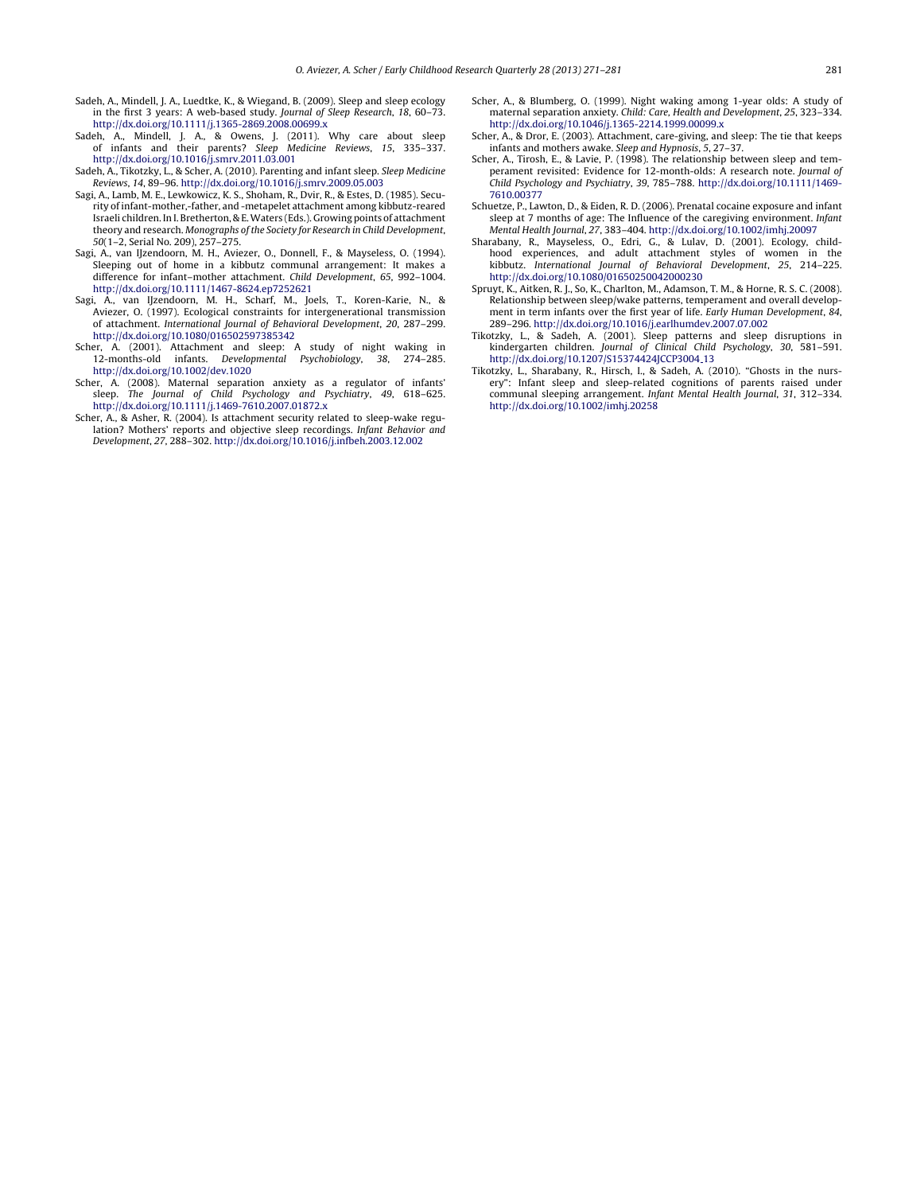Sadeh, A., Mindell, J. A., Luedtke, K., & Wiegand, B. (2009). Sleep and sleep ecology in the first 3 years: A web-based study. *Journal of Sleep Research*, *18*, 60–73. http://dx.doi.org/10.1111/j.1365-2869.2008.00699.x

Sadeh, A., Mindell, J. A., & Owens, J. (2011). Why care about sleep of infants and their parents? *Sleep Medicine Reviews*, *15*, 335–337. http://dx.doi.org/10.1016/j.smrv.2011.03.001

Sadeh, A., Tikotzky, L., & Scher, A. (2010). Parenting and infant sleep. *Sleep Medicine Reviews*, *14*, 89–96. http://dx.doi.org/10.1016/j.smrv.2009.05.003

Sagi, A., Lamb, M. E., Lewkowicz, K. S., Shoham, R., Dvir, R., & Estes, D. (1985). Security of infant-mother,-father, and -metapelet attachment among kibbutz-reared Israeli children. In I. Bretherton, & E. Waters (Eds.). Growing points of attachment theory and research. *Monographs of the Society for Research in Child Development*, *50*(1–2, Serial No. 209), 257–275.

Sagi, A., van IJzendoorn, M. H., Aviezer, O., Donnell, F., & Mayseless, O. (1994). Sleeping out of home in a kibbutz communal arrangement: It makes a difference for infant–mother attachment. *Child Development*, *65*, 992–1004. http://dx.doi.org/10.1111/1467-8624.ep7252621

Sagi, A., van IJzendoorn, M. H., Scharf, M., Joels, T., Koren-Karie, N., & Aviezer, O. (1997). Ecological constraints for intergenerational transmission of attachment. *International Journal of Behavioral Development*, *20*, 287–299. http://dx.doi.org/10.1080/016502597385342

Scher, A. (2001). Attachment and sleep: A study of night waking in 12-months-old infants. *Developmental Psychobiology*, *38*, 274–285. http://dx.doi.org/10.1002/dev.1020

Scher, A. (2008). Maternal separation anxiety as a regulator of infants' sleep. *The Journal of Child Psychology and Psychiatry*, *49*, 618–625. http://dx.doi.org/10.1111/j.1469-7610.2007.01872.x

Scher, A., & Asher, R. (2004). Is attachment security related to sleep-wake regulation? Mothers' reports and objective sleep recordings. *Infant Behavior and Development*, *27*, 288–302. http://dx.doi.org/10.1016/j.infbeh.2003.12.002

Scher, A., & Blumberg, O. (1999). Night waking among 1-year olds: A study of maternal separation anxiety. *Child: Care, Health and Development*, *25*, 323–334. http://dx.doi.org/10.1046/j.1365-2214.1999.00099.x

Scher, A., & Dror, E. (2003). Attachment, care-giving, and sleep: The tie that keeps infants and mothers awake. *Sleep and Hypnosis*, *5*, 27–37.

Scher, A., Tirosh, E., & Lavie, P. (1998). The relationship between sleep and temperament revisited: Evidence for 12-month-olds: A research note. *Journal of Child Psychology and Psychiatry*, *39*, 785–788. http://dx.doi.org/10.1111/1469-7610.00377

Schuetze, P., Lawton, D., & Eiden, R. D. (2006). Prenatal cocaine exposure and infant sleep at 7 months of age: The Influence of the caregiving environment. *Infant Mental Health Journal*, *27*, 383–404. http://dx.doi.org/10.1002/imhj.20097

Sharabany, R., Mayseless, O., Edri, G., & Lulav, D. (2001). Ecology, childhood experiences, and adult attachment styles of women in the kibbutz. *International Journal of Behavioral Development*, *25*, 214–225. http://dx.doi.org/10.1080/01650250042000230

Spruyt, K., Aitken, R. J., So, K., Charlton, M., Adamson, T. M., & Horne, R. S. C. (2008). Relationship between sleep/wake patterns, temperament and overall development in term infants over the first year of life. *Early Human Development*, *84*, 289–296. http://dx.doi.org/10.1016/j.earlhumdev.2007.07.002

Tikotzky, L., & Sadeh, A. (2001). Sleep patterns and sleep disruptions in kindergarten children. *Journal of Clinical Child Psychology*, *30*, 581–591. http://dx.doi.org/10.1207/S15374424JCCP3004_13

Tikotzky, L., Sharabany, R., Hirsch, I., & Sadeh, A. (2010). "Ghosts in the nursery": Infant sleep and sleep-related cognitions of parents raised under communal sleeping arrangement. *Infant Mental Health Journal*, *31*, 312–334. http://dx.doi.org/10.1002/imhj.20258